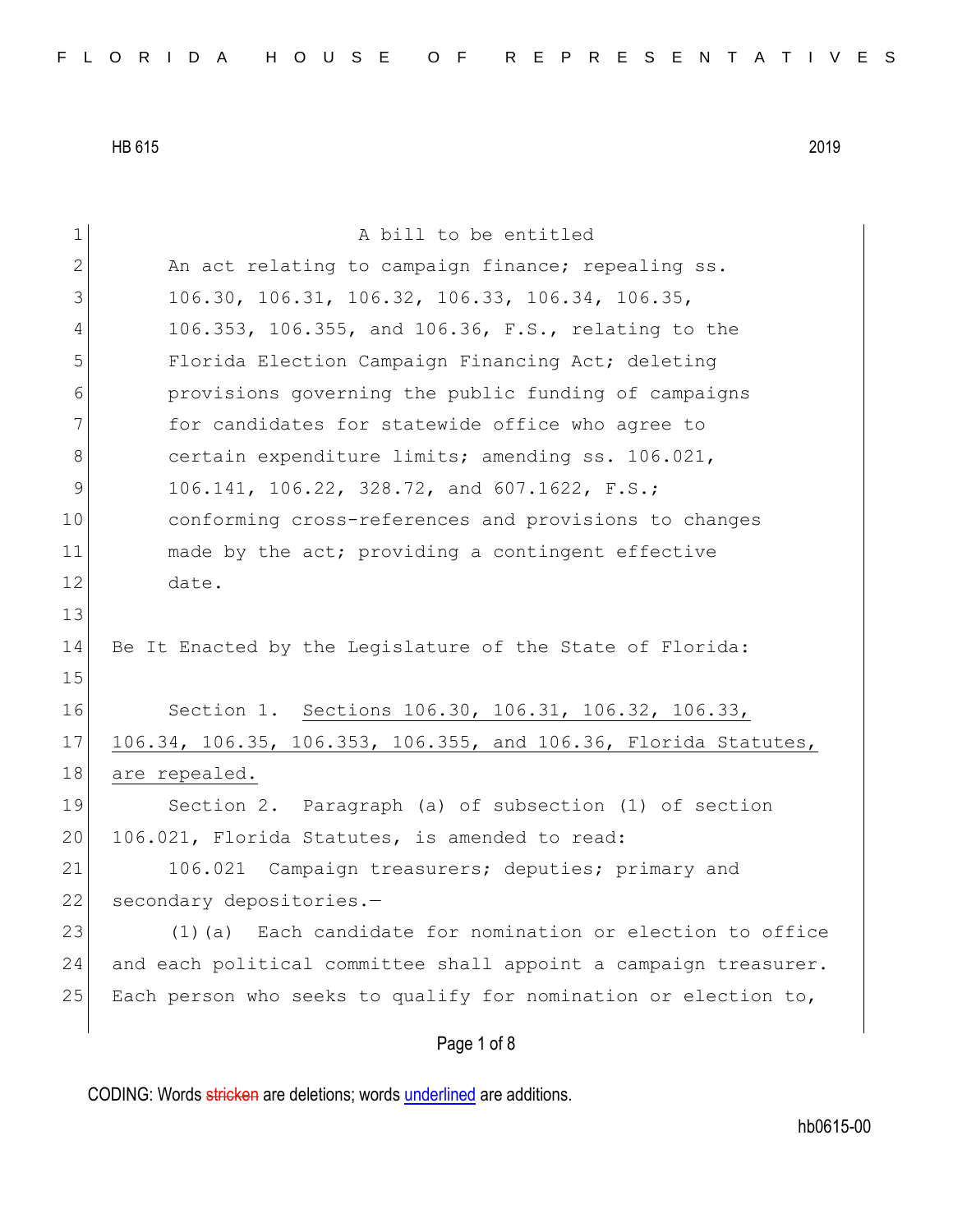HB 615 2019

A bill to be entitled

An act relating to campaign finance; repealing ss. 106.30, 106.31, 106.32, 106.33, 106.34, 106.35, 106.353, 106.355, and 106.36, F.S., relating to the Florida Election Campaign Financing Act; deleting provisions governing the public funding of campaigns for candidates for statewide office who agree to certain expenditure limits; amending ss. 106.021, 106.141, 106.22, 328.72, and 607.1622, F.S.; conforming cross-references and provisions to changes made by the act; providing a contingent effective date.

Be It Enacted by the Legislature of the State of Florida:

Section 1. Sections 106.30, 106.31, 106.32, 106.33, 106.34, 106.35, 106.353, 106.355, and 106.36, Florida Statutes, are repealed.

Section 2. Paragraph (a) of subsection (1) of section 106.021, Florida Statutes, is amended to read:

106.021 Campaign treasurers; deputies; primary and secondary depositories.—

(1)(a) Each candidate for nomination or election to office and each political committee shall appoint a campaign treasurer. Each person who seeks to qualify for nomination or election to,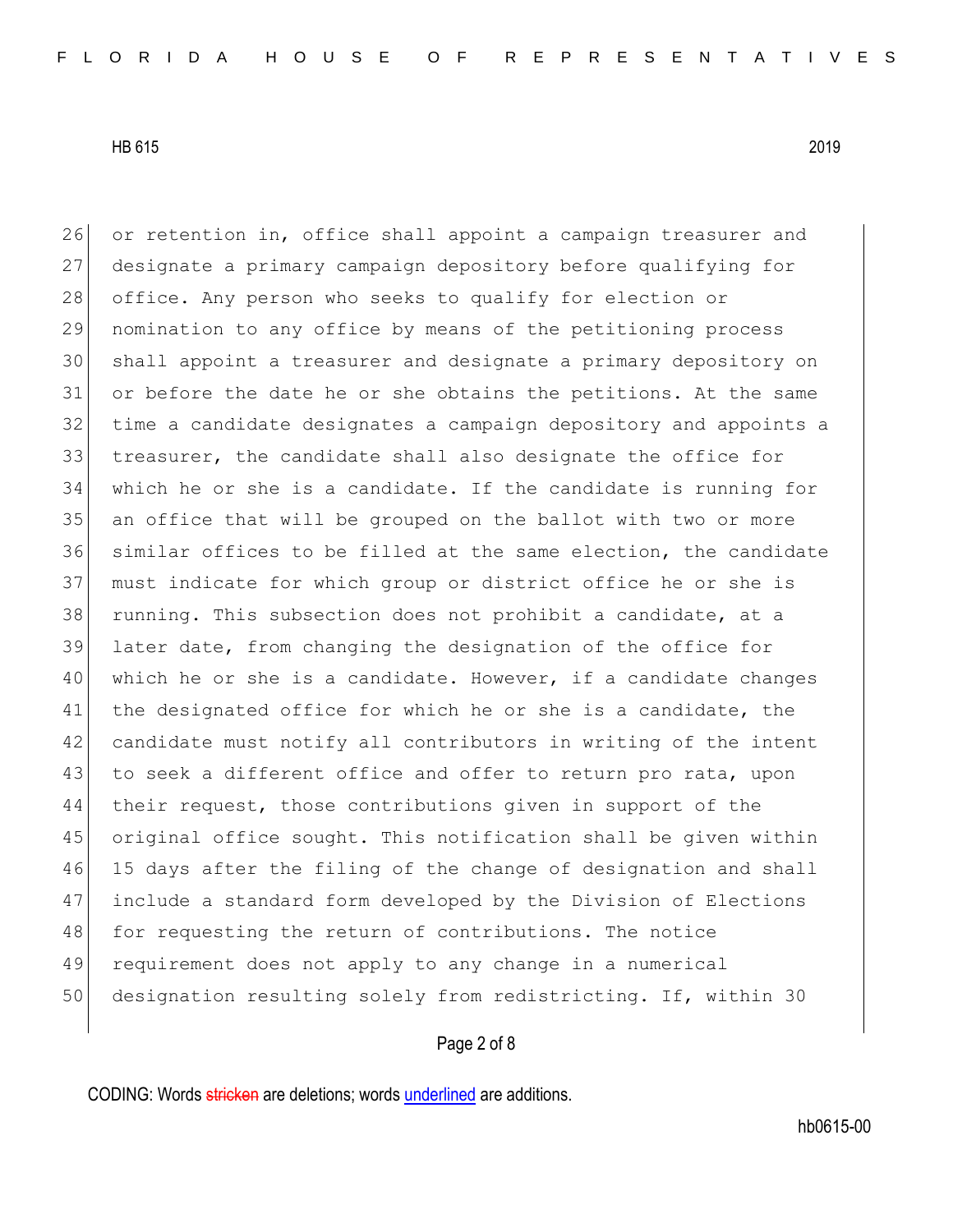or retention in, office shall appoint a campaign treasurer and designate a primary campaign depository before qualifying for office. Any person who seeks to qualify for election or nomination to any office by means of the petitioning process shall appoint a treasurer and designate a primary depository on or before the date he or she obtains the petitions. At the same time a candidate designates a campaign depository and appoints a treasurer, the candidate shall also designate the office for which he or she is a candidate. If the candidate is running for an office that will be grouped on the ballot with two or more similar offices to be filled at the same election, the candidate must indicate for which group or district office he or she is running. This subsection does not prohibit a candidate, at a later date, from changing the designation of the office for which he or she is a candidate. However, if a candidate changes the designated office for which he or she is a candidate, the candidate must notify all contributors in writing of the intent to seek a different office and offer to return pro rata, upon their request, those contributions given in support of the original office sought. This notification shall be given within 15 days after the filing of the change of designation and shall include a standard form developed by the Division of Elections for requesting the return of contributions. The notice requirement does not apply to any change in a numerical designation resulting solely from redistricting. If, within 30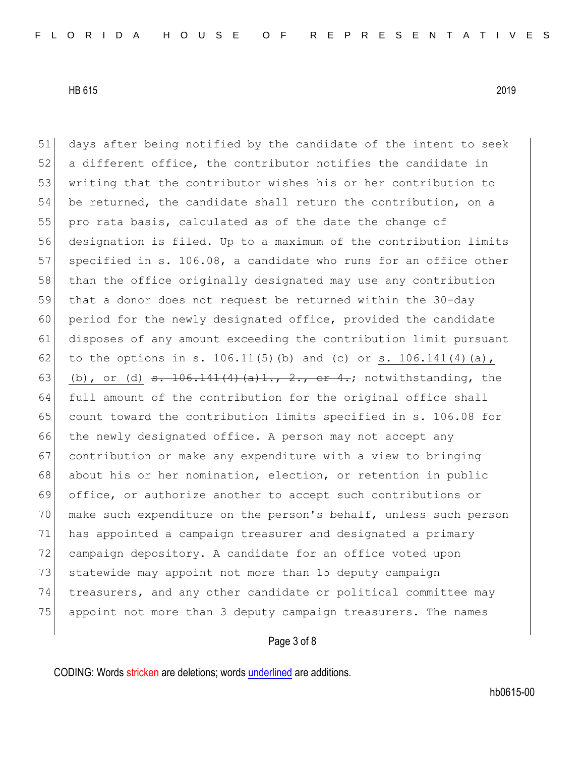days after being notified by the candidate of the intent to seek a different office, the contributor notifies the candidate in writing that the contributor wishes his or her contribution to be returned, the candidate shall return the contribution, on a pro rata basis, calculated as of the date the change of designation is filed. Up to a maximum of the contribution limits specified in s. 106.08, a candidate who runs for an office other than the office originally designated may use any contribution that a donor does not request be returned within the 30-day period for the newly designated office, provided the candidate disposes of any amount exceeding the contribution limit pursuant to the options in s. 106.11(5)(b) and (c) or s. 106.141(4)(a), (b), or (d) ~~s. 106.141(4)(a)1., 2., or 4.~~; notwithstanding, the full amount of the contribution for the original office shall count toward the contribution limits specified in s. 106.08 for the newly designated office. A person may not accept any contribution or make any expenditure with a view to bringing about his or her nomination, election, or retention in public office, or authorize another to accept such contributions or make such expenditure on the person's behalf, unless such person has appointed a campaign treasurer and designated a primary campaign depository. A candidate for an office voted upon statewide may appoint not more than 15 deputy campaign treasurers, and any other candidate or political committee may appoint not more than 3 deputy campaign treasurers. The names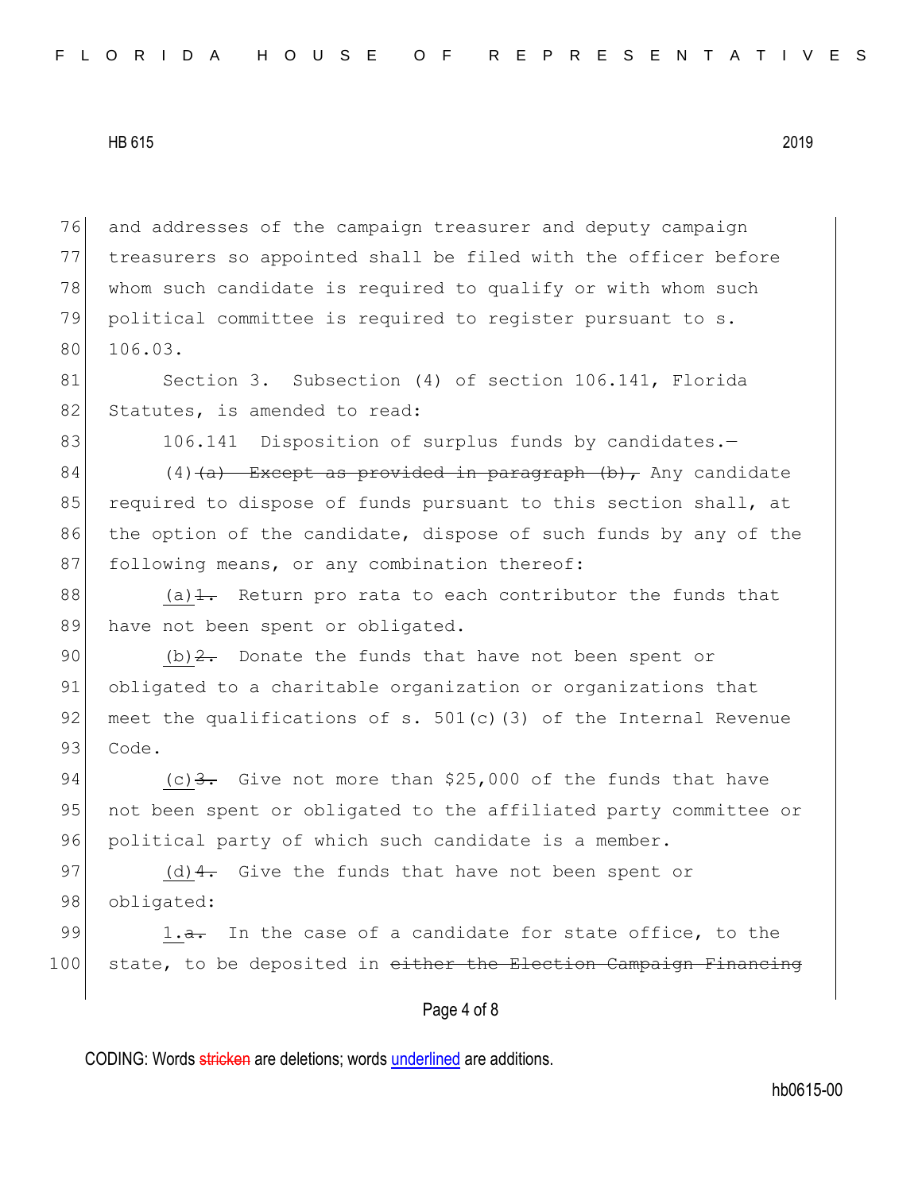and addresses of the campaign treasurer and deputy campaign treasurers so appointed shall be filed with the officer before whom such candidate is required to qualify or with whom such political committee is required to register pursuant to s. 106.03.

Section 3. Subsection (4) of section 106.141, Florida Statutes, is amended to read:

106.141 Disposition of surplus funds by candidates.—

(4) ~~(a) Except as provided in paragraph (b),~~ Any candidate required to dispose of funds pursuant to this section shall, at the option of the candidate, dispose of such funds by any of the following means, or any combination thereof:

(a) ~~1.~~ Return pro rata to each contributor the funds that have not been spent or obligated.

(b) ~~2.~~ Donate the funds that have not been spent or obligated to a charitable organization or organizations that meet the qualifications of s. 501(c)(3) of the Internal Revenue Code.

(c) ~~3.~~ Give not more than $25,000 of the funds that have not been spent or obligated to the affiliated party committee or political party of which such candidate is a member.

(d) ~~4.~~ Give the funds that have not been spent or obligated:

1. ~~a.~~ In the case of a candidate for state office, to the state, to be deposited in ~~either the Election Campaign Financing~~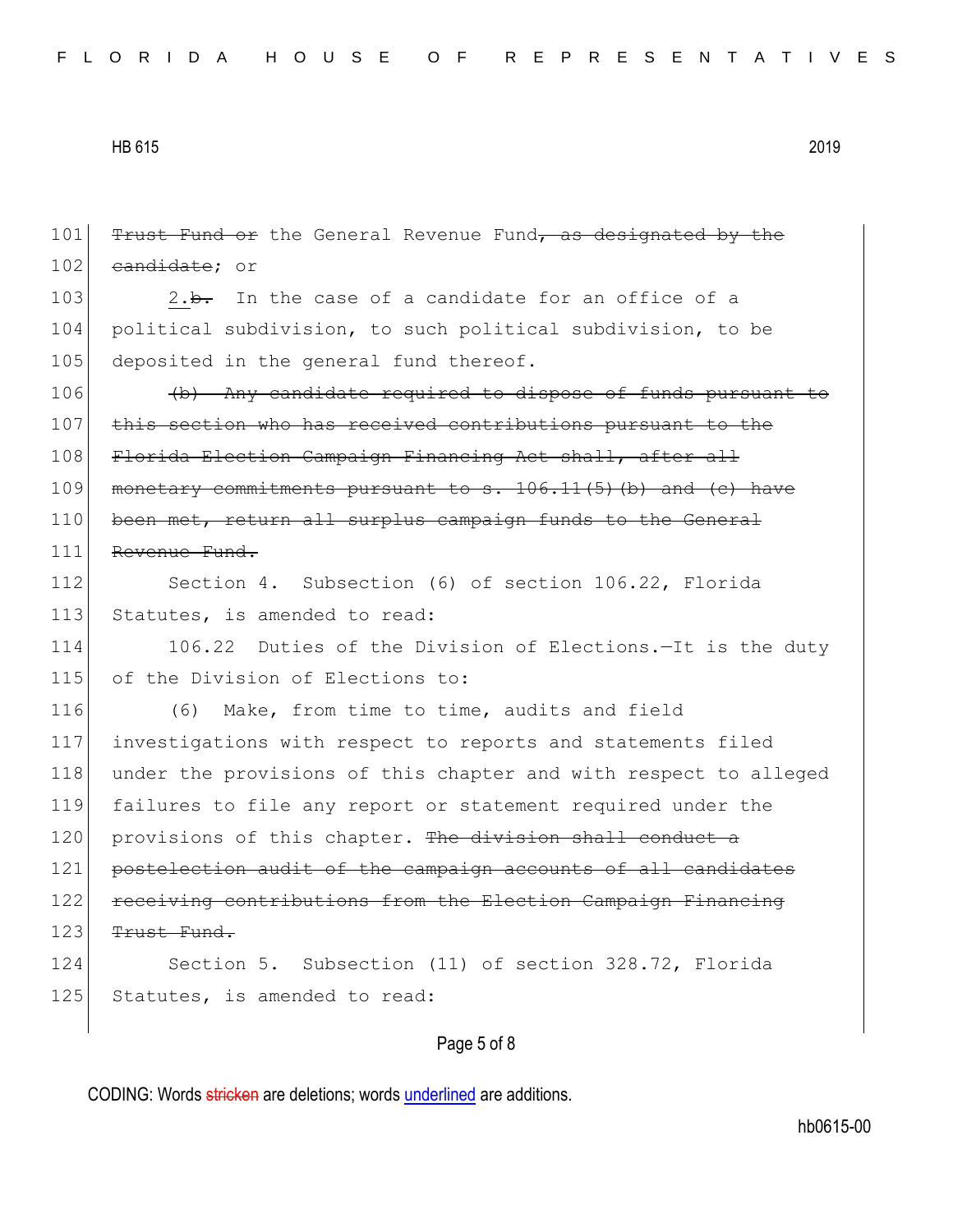~~Trust Fund or~~ the General Revenue Fund~~, as designated by the candidate~~; or

2.~~b.~~ In the case of a candidate for an office of a political subdivision, to such political subdivision, to be deposited in the general fund thereof.

~~(b) Any candidate required to dispose of funds pursuant to this section who has received contributions pursuant to the Florida Election Campaign Financing Act shall, after all monetary commitments pursuant to s. 106.11(5)(b) and (c) have been met, return all surplus campaign funds to the General Revenue Fund.~~

Section 4. Subsection (6) of section 106.22, Florida Statutes, is amended to read:

106.22 Duties of the Division of Elections.—It is the duty of the Division of Elections to:

(6) Make, from time to time, audits and field investigations with respect to reports and statements filed under the provisions of this chapter and with respect to alleged failures to file any report or statement required under the provisions of this chapter. ~~The division shall conduct a postelection audit of the campaign accounts of all candidates receiving contributions from the Election Campaign Financing Trust Fund.~~

Section 5. Subsection (11) of section 328.72, Florida Statutes, is amended to read: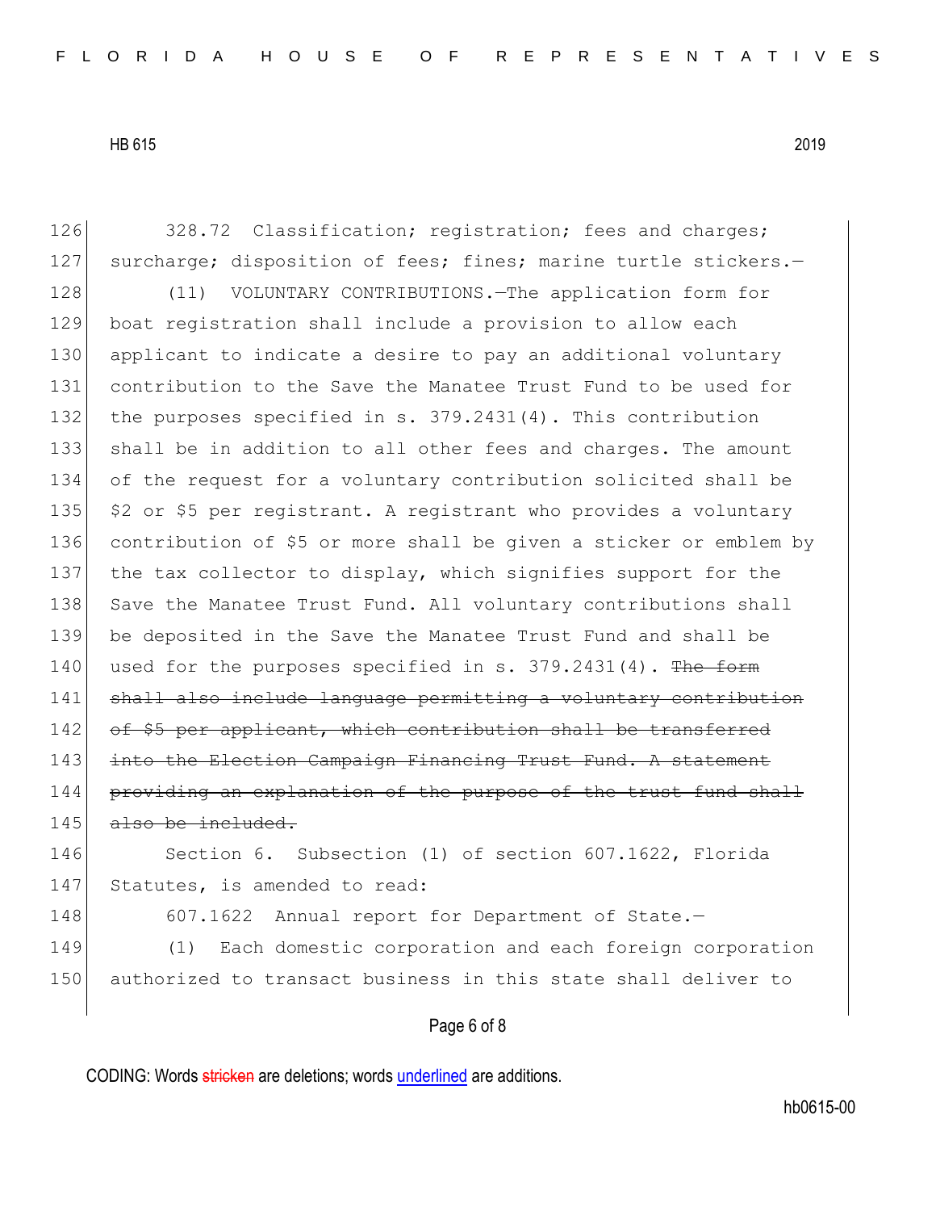328.72 Classification; registration; fees and charges; surcharge; disposition of fees; fines; marine turtle stickers.—

(11) VOLUNTARY CONTRIBUTIONS.—The application form for boat registration shall include a provision to allow each applicant to indicate a desire to pay an additional voluntary contribution to the Save the Manatee Trust Fund to be used for the purposes specified in s. 379.2431(4). This contribution shall be in addition to all other fees and charges. The amount of the request for a voluntary contribution solicited shall be $2 or $5 per registrant. A registrant who provides a voluntary contribution of $5 or more shall be given a sticker or emblem by the tax collector to display, which signifies support for the Save the Manatee Trust Fund. All voluntary contributions shall be deposited in the Save the Manatee Trust Fund and shall be used for the purposes specified in s. 379.2431(4). ~~The form shall also include language permitting a voluntary contribution of $5 per applicant, which contribution shall be transferred into the Election Campaign Financing Trust Fund. A statement providing an explanation of the purpose of the trust fund shall also be included.~~

Section 6. Subsection (1) of section 607.1622, Florida Statutes, is amended to read:

607.1622 Annual report for Department of State.—

(1) Each domestic corporation and each foreign corporation authorized to transact business in this state shall deliver to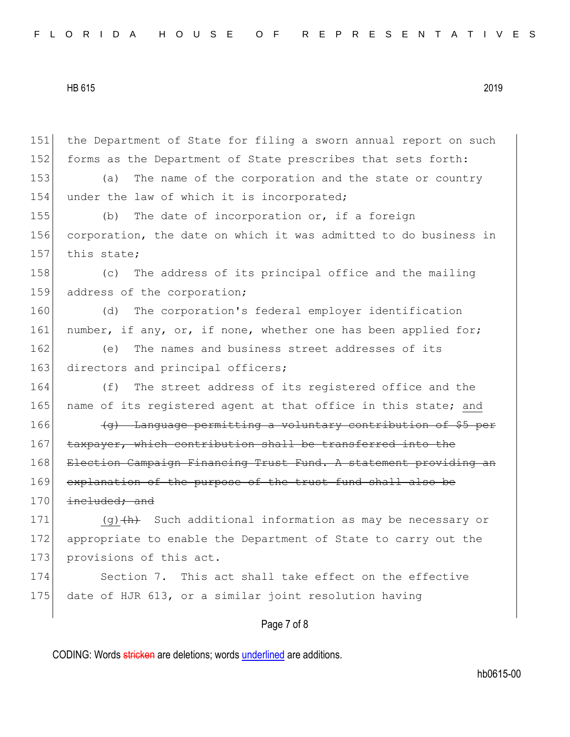the Department of State for filing a sworn annual report on such forms as the Department of State prescribes that sets forth:

(a) The name of the corporation and the state or country under the law of which it is incorporated;

(b) The date of incorporation or, if a foreign corporation, the date on which it was admitted to do business in this state;

(c) The address of its principal office and the mailing address of the corporation;

(d) The corporation's federal employer identification number, if any, or, if none, whether one has been applied for;

(e) The names and business street addresses of its directors and principal officers;

(f) The street address of its registered office and the name of its registered agent at that office in this state; <u>and</u>

~~(g) Language permitting a voluntary contribution of $5 per taxpayer, which contribution shall be transferred into the Election Campaign Financing Trust Fund. A statement providing an explanation of the purpose of the trust fund shall also be included; and~~

<u>(g)</u>~~(h)~~ Such additional information as may be necessary or appropriate to enable the Department of State to carry out the provisions of this act.

Section 7. This act shall take effect on the effective date of HJR 613, or a similar joint resolution having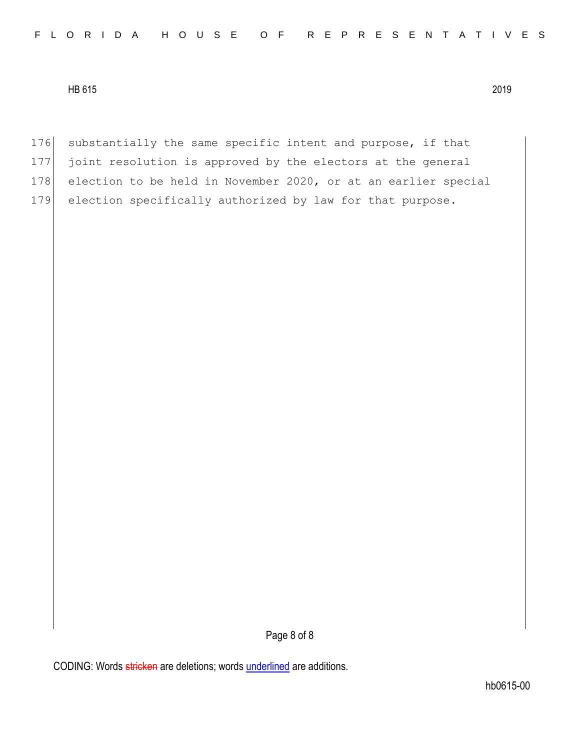176 substantially the same specific intent and purpose, if that
177 joint resolution is approved by the electors at the general
178 election to be held in November 2020, or at an earlier special
179 election specifically authorized by law for that purpose.